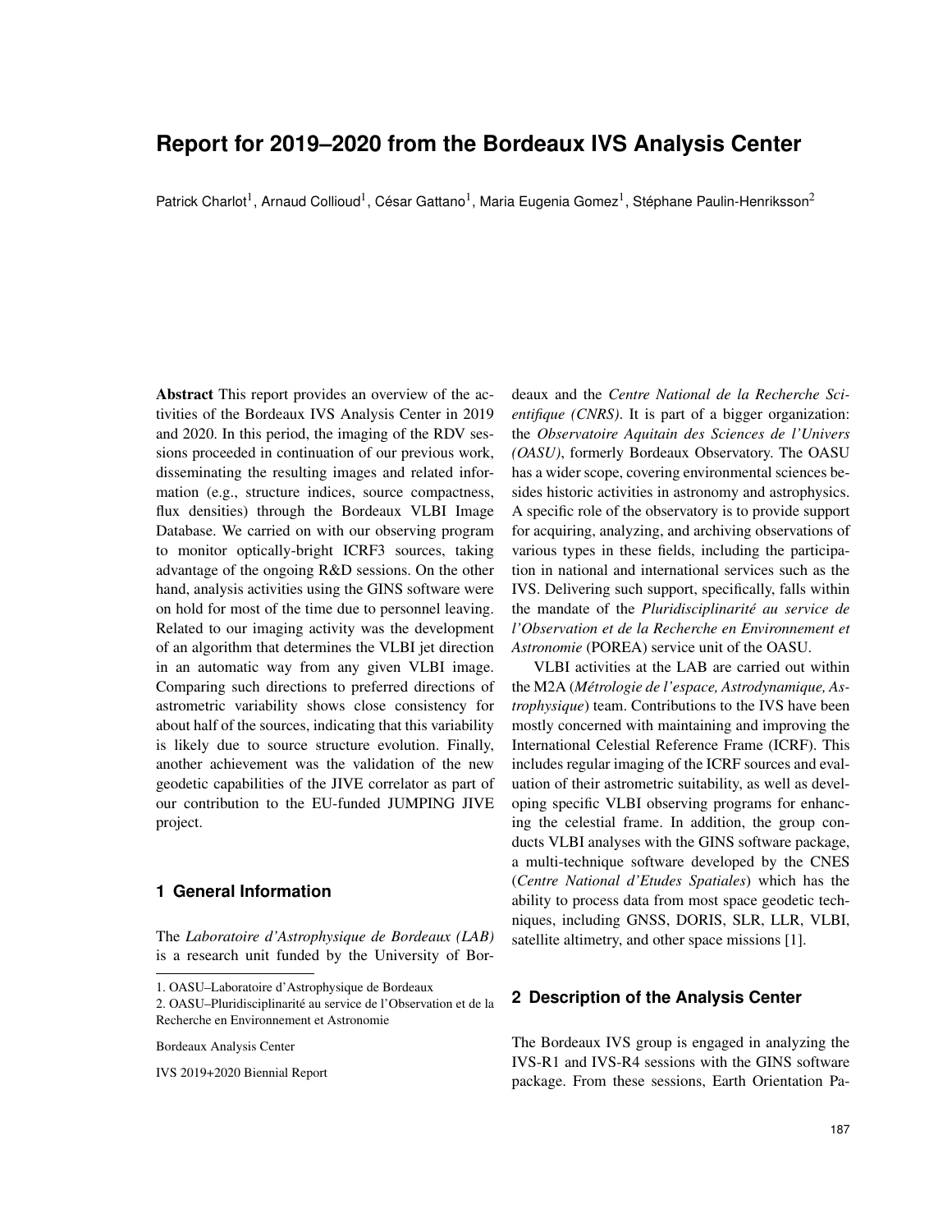# Report for 2019–2020 from the Bordeaux IVS Analysis Center

Patrick Charlot[1], Arnaud Collioud[1], César Gattano[1], Maria Eugenia Gomez[1], Stéphane Paulin-Henriksson[2]

**Abstract** This report provides an overview of the activities of the Bordeaux IVS Analysis Center in 2019 and 2020. In this period, the imaging of the RDV sessions proceeded in continuation of our previous work, disseminating the resulting images and related information (e.g., structure indices, source compactness, flux densities) through the Bordeaux VLBI Image Database. We carried on with our observing program to monitor optically-bright ICRF3 sources, taking advantage of the ongoing R&D sessions. On the other hand, analysis activities using the GINS software were on hold for most of the time due to personnel leaving. Related to our imaging activity was the development of an algorithm that determines the VLBI jet direction in an automatic way from any given VLBI image. Comparing such directions to preferred directions of astrometric variability shows close consistency for about half of the sources, indicating that this variability is likely due to source structure evolution. Finally, another achievement was the validation of the new geodetic capabilities of the JIVE correlator as part of our contribution to the EU-funded JUMPING JIVE project.

## 1 General Information

The *Laboratoire d'Astrophysique de Bordeaux (LAB)* is a research unit funded by the University of Bordeaux and the *Centre National de la Recherche Scientifique (CNRS)*. It is part of a bigger organization: the *Observatoire Aquitain des Sciences de l'Univers (OASU)*, formerly Bordeaux Observatory. The OASU has a wider scope, covering environmental sciences besides historic activities in astronomy and astrophysics. A specific role of the observatory is to provide support for acquiring, analyzing, and archiving observations of various types in these fields, including the participation in national and international services such as the IVS. Delivering such support, specifically, falls within the mandate of the *Pluridisciplinarité au service de l'Observation et de la Recherche en Environnement et Astronomie* (POREA) service unit of the OASU.

VLBI activities at the LAB are carried out within the M2A (*Métrologie de l'espace, Astrodynamique, Astrophysique*) team. Contributions to the IVS have been mostly concerned with maintaining and improving the International Celestial Reference Frame (ICRF). This includes regular imaging of the ICRF sources and evaluation of their astrometric suitability, as well as developing specific VLBI observing programs for enhancing the celestial frame. In addition, the group conducts VLBI analyses with the GINS software package, a multi-technique software developed by the CNES (*Centre National d'Etudes Spatiales*) which has the ability to process data from most space geodetic techniques, including GNSS, DORIS, SLR, LLR, VLBI, satellite altimetry, and other space missions [1].

1. OASU–Laboratoire d'Astrophysique de Bordeaux
2. OASU–Pluridisciplinarité au service de l'Observation et de la Recherche en Environnement et Astronomie

Bordeaux Analysis Center

IVS 2019+2020 Biennial Report

## 2 Description of the Analysis Center

The Bordeaux IVS group is engaged in analyzing the IVS-R1 and IVS-R4 sessions with the GINS software package. From these sessions, Earth Orientation Pa-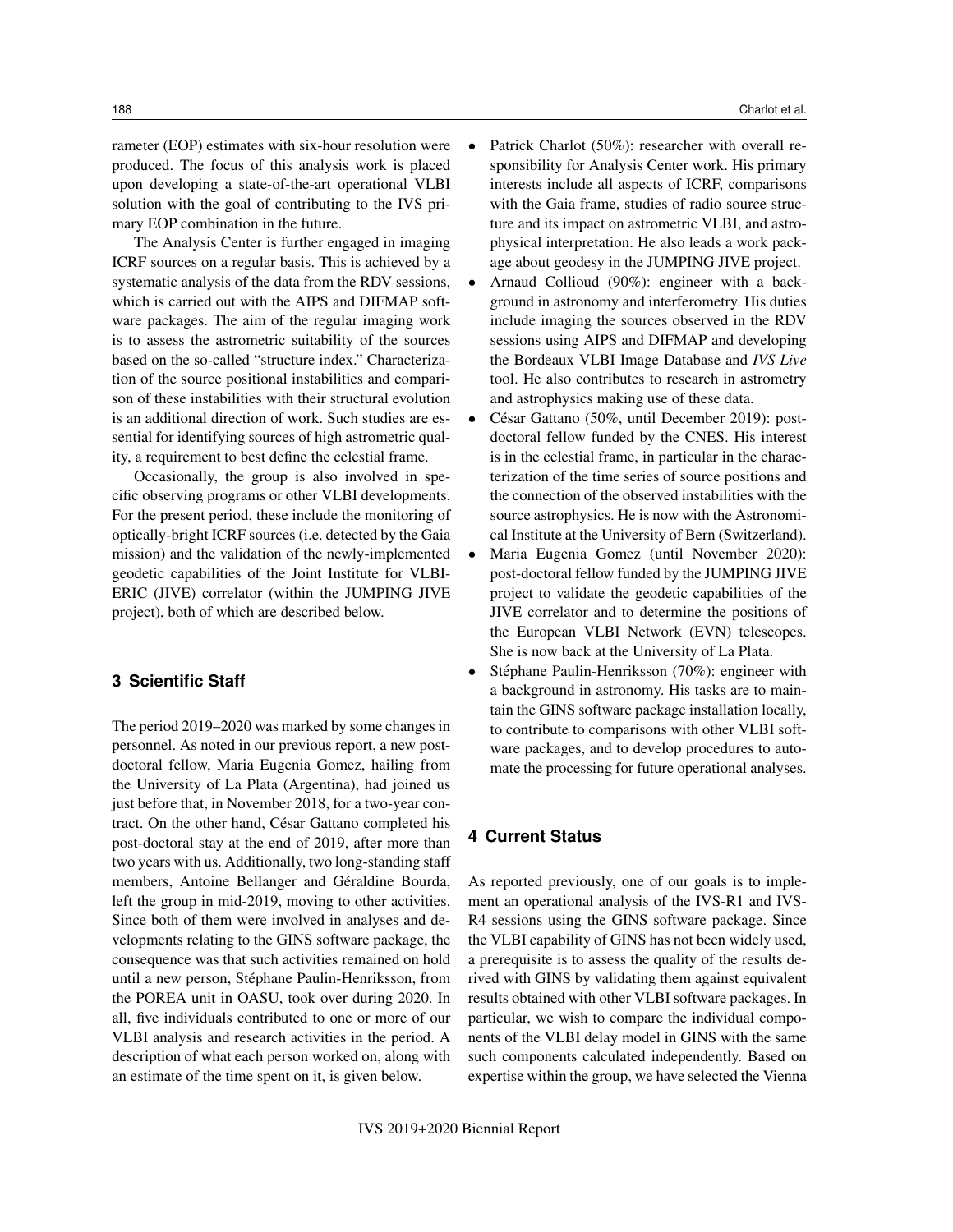rameter (EOP) estimates with six-hour resolution were produced. The focus of this analysis work is placed upon developing a state-of-the-art operational VLBI solution with the goal of contributing to the IVS primary EOP combination in the future.

The Analysis Center is further engaged in imaging ICRF sources on a regular basis. This is achieved by a systematic analysis of the data from the RDV sessions, which is carried out with the AIPS and DIFMAP software packages. The aim of the regular imaging work is to assess the astrometric suitability of the sources based on the so-called "structure index." Characterization of the source positional instabilities and comparison of these instabilities with their structural evolution is an additional direction of work. Such studies are essential for identifying sources of high astrometric quality, a requirement to best define the celestial frame.

Occasionally, the group is also involved in specific observing programs or other VLBI developments. For the present period, these include the monitoring of optically-bright ICRF sources (i.e. detected by the Gaia mission) and the validation of the newly-implemented geodetic capabilities of the Joint Institute for VLBI-ERIC (JIVE) correlator (within the JUMPING JIVE project), both of which are described below.

## 3 Scientific Staff

The period 2019–2020 was marked by some changes in personnel. As noted in our previous report, a new post-doctoral fellow, Maria Eugenia Gomez, hailing from the University of La Plata (Argentina), had joined us just before that, in November 2018, for a two-year contract. On the other hand, César Gattano completed his post-doctoral stay at the end of 2019, after more than two years with us. Additionally, two long-standing staff members, Antoine Bellanger and Géraldine Bourda, left the group in mid-2019, moving to other activities. Since both of them were involved in analyses and developments relating to the GINS software package, the consequence was that such activities remained on hold until a new person, Stéphane Paulin-Henriksson, from the POREA unit in OASU, took over during 2020. In all, five individuals contributed to one or more of our VLBI analysis and research activities in the period. A description of what each person worked on, along with an estimate of the time spent on it, is given below.

- Patrick Charlot (50%): researcher with overall responsibility for Analysis Center work. His primary interests include all aspects of ICRF, comparisons with the Gaia frame, studies of radio source structure and its impact on astrometric VLBI, and astrophysical interpretation. He also leads a work package about geodesy in the JUMPING JIVE project.
- Arnaud Collioud (90%): engineer with a background in astronomy and interferometry. His duties include imaging the sources observed in the RDV sessions using AIPS and DIFMAP and developing the Bordeaux VLBI Image Database and *IVS Live* tool. He also contributes to research in astrometry and astrophysics making use of these data.
- César Gattano (50%, until December 2019): post-doctoral fellow funded by the CNES. His interest is in the celestial frame, in particular in the characterization of the time series of source positions and the connection of the observed instabilities with the source astrophysics. He is now with the Astronomical Institute at the University of Bern (Switzerland).
- Maria Eugenia Gomez (until November 2020): post-doctoral fellow funded by the JUMPING JIVE project to validate the geodetic capabilities of the JIVE correlator and to determine the positions of the European VLBI Network (EVN) telescopes. She is now back at the University of La Plata.
- Stéphane Paulin-Henriksson (70%): engineer with a background in astronomy. His tasks are to maintain the GINS software package installation locally, to contribute to comparisons with other VLBI software packages, and to develop procedures to automate the processing for future operational analyses.

## 4 Current Status

As reported previously, one of our goals is to implement an operational analysis of the IVS-R1 and IVS-R4 sessions using the GINS software package. Since the VLBI capability of GINS has not been widely used, a prerequisite is to assess the quality of the results derived with GINS by validating them against equivalent results obtained with other VLBI software packages. In particular, we wish to compare the individual components of the VLBI delay model in GINS with the same such components calculated independently. Based on expertise within the group, we have selected the Vienna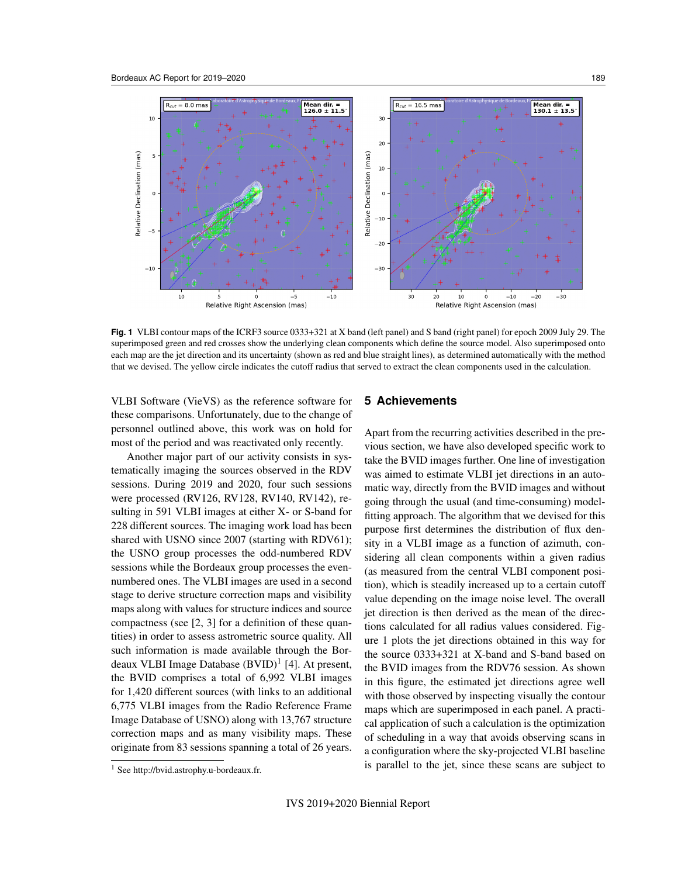**Fig. 1** VLBI contour maps of the ICRF3 source 0333+321 at X band (left panel) and S band (right panel) for epoch 2009 July 29. The superimposed green and red crosses show the underlying clean components which define the source model. Also superimposed onto each map are the jet direction and its uncertainty (shown as red and blue straight lines), as determined automatically with the method that we devised. The yellow circle indicates the cutoff radius that served to extract the clean components used in the calculation.

VLBI Software (VieVS) as the reference software for these comparisons. Unfortunately, due to the change of personnel outlined above, this work was on hold for most of the period and was reactivated only recently.

Another major part of our activity consists in systematically imaging the sources observed in the RDV sessions. During 2019 and 2020, four such sessions were processed (RV126, RV128, RV140, RV142), resulting in 591 VLBI images at either X- or S-band for 228 different sources. The imaging work load has been shared with USNO since 2007 (starting with RDV61); the USNO group processes the odd-numbered RDV sessions while the Bordeaux group processes the even-numbered ones. The VLBI images are used in a second stage to derive structure correction maps and visibility maps along with values for structure indices and source compactness (see [2, 3] for a definition of these quantities) in order to assess astrometric source quality. All such information is made available through the Bordeaux VLBI Image Database (BVID)[1] [4]. At present, the BVID comprises a total of 6,992 VLBI images for 1,420 different sources (with links to an additional 6,775 VLBI images from the Radio Reference Frame Image Database of USNO) along with 13,767 structure correction maps and as many visibility maps. These originate from 83 sessions spanning a total of 26 years.

[1] See http://bvid.astrophy.u-bordeaux.fr.

## 5 Achievements

Apart from the recurring activities described in the previous section, we have also developed specific work to take the BVID images further. One line of investigation was aimed to estimate VLBI jet directions in an automatic way, directly from the BVID images and without going through the usual (and time-consuming) model-fitting approach. The algorithm that we devised for this purpose first determines the distribution of flux density in a VLBI image as a function of azimuth, considering all clean components within a given radius (as measured from the central VLBI component position), which is steadily increased up to a certain cutoff value depending on the image noise level. The overall jet direction is then derived as the mean of the directions calculated for all radius values considered. Figure 1 plots the jet directions obtained in this way for the source 0333+321 at X-band and S-band based on the BVID images from the RDV76 session. As shown in this figure, the estimated jet directions agree well with those observed by inspecting visually the contour maps which are superimposed in each panel. A practical application of such a calculation is the optimization of scheduling in a way that avoids observing scans in a configuration where the sky-projected VLBI baseline is parallel to the jet, since these scans are subject to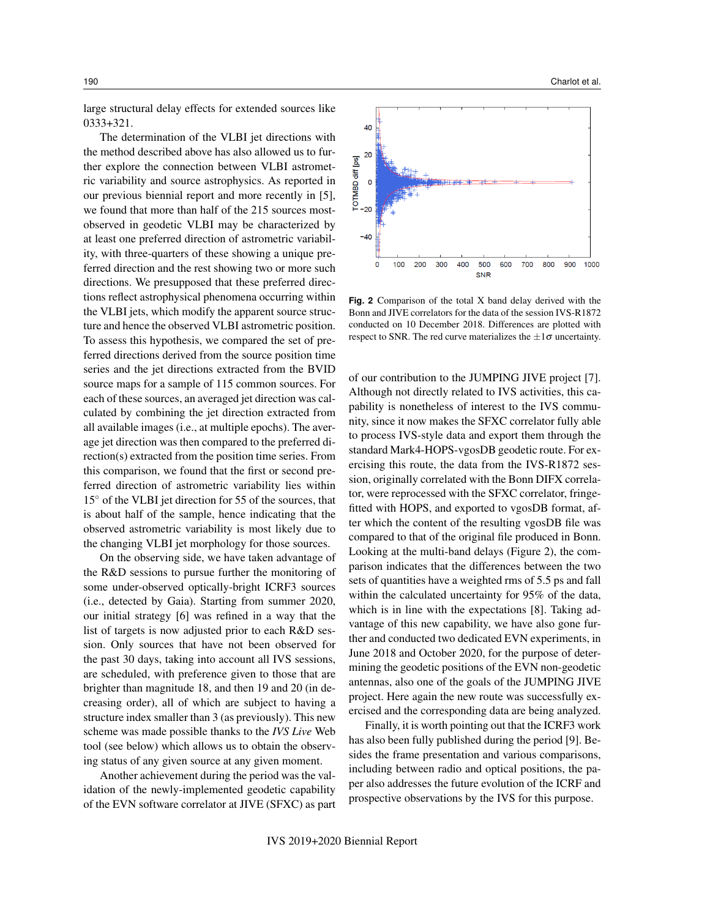large structural delay effects for extended sources like 0333+321.

The determination of the VLBI jet directions with the method described above has also allowed us to further explore the connection between VLBI astrometric variability and source astrophysics. As reported in our previous biennial report and more recently in [5], we found that more than half of the 215 sources most-observed in geodetic VLBI may be characterized by at least one preferred direction of astrometric variability, with three-quarters of these showing a unique preferred direction and the rest showing two or more such directions. We presupposed that these preferred directions reflect astrophysical phenomena occurring within the VLBI jets, which modify the apparent source structure and hence the observed VLBI astrometric position. To assess this hypothesis, we compared the set of preferred directions derived from the source position time series and the jet directions extracted from the BVID source maps for a sample of 115 common sources. For each of these sources, an averaged jet direction was calculated by combining the jet direction extracted from all available images (i.e., at multiple epochs). The average jet direction was then compared to the preferred direction(s) extracted from the position time series. From this comparison, we found that the first or second preferred direction of astrometric variability lies within $15^\circ$ of the VLBI jet direction for 55 of the sources, that is about half of the sample, hence indicating that the observed astrometric variability is most likely due to the changing VLBI jet morphology for those sources.

On the observing side, we have taken advantage of the R&D sessions to pursue further the monitoring of some under-observed optically-bright ICRF3 sources (i.e., detected by Gaia). Starting from summer 2020, our initial strategy [6] was refined in a way that the list of targets is now adjusted prior to each R&D session. Only sources that have not been observed for the past 30 days, taking into account all IVS sessions, are scheduled, with preference given to those that are brighter than magnitude 18, and then 19 and 20 (in decreasing order), all of which are subject to having a structure index smaller than 3 (as previously). This new scheme was made possible thanks to the *IVS Live* Web tool (see below) which allows us to obtain the observing status of any given source at any given moment.

Another achievement during the period was the validation of the newly-implemented geodetic capability of the EVN software correlator at JIVE (SFXC) as part of our contribution to the JUMPING JIVE project [7]. Although not directly related to IVS activities, this capability is nonetheless of interest to the IVS community, since it now makes the SFXC correlator fully able to process IVS-style data and export them through the standard Mark4-HOPS-vgosDB geodetic route. For exercising this route, the data from the IVS-R1872 session, originally correlated with the Bonn DIFX correlator, were reprocessed with the SFXC correlator, fringe-fitted with HOPS, and exported to vgosDB format, after which the content of the resulting vgosDB file was compared to that of the original file produced in Bonn. Looking at the multi-band delays (Figure 2), the comparison indicates that the differences between the two sets of quantities have a weighted rms of 5.5 ps and fall within the calculated uncertainty for 95% of the data, which is in line with the expectations [8]. Taking advantage of this new capability, we have also gone further and conducted two dedicated EVN experiments, in June 2018 and October 2020, for the purpose of determining the geodetic positions of the EVN non-geodetic antennas, also one of the goals of the JUMPING JIVE project. Here again the new route was successfully exercised and the corresponding data are being analyzed.

**Fig. 2** Comparison of the total X band delay derived with the Bonn and JIVE correlators for the data of the session IVS-R1872 conducted on 10 December 2018. Differences are plotted with respect to SNR. The red curve materializes the $\pm 1\sigma$ uncertainty.

Finally, it is worth pointing out that the ICRF3 work has also been fully published during the period [9]. Besides the frame presentation and various comparisons, including between radio and optical positions, the paper also addresses the future evolution of the ICRF and prospective observations by the IVS for this purpose.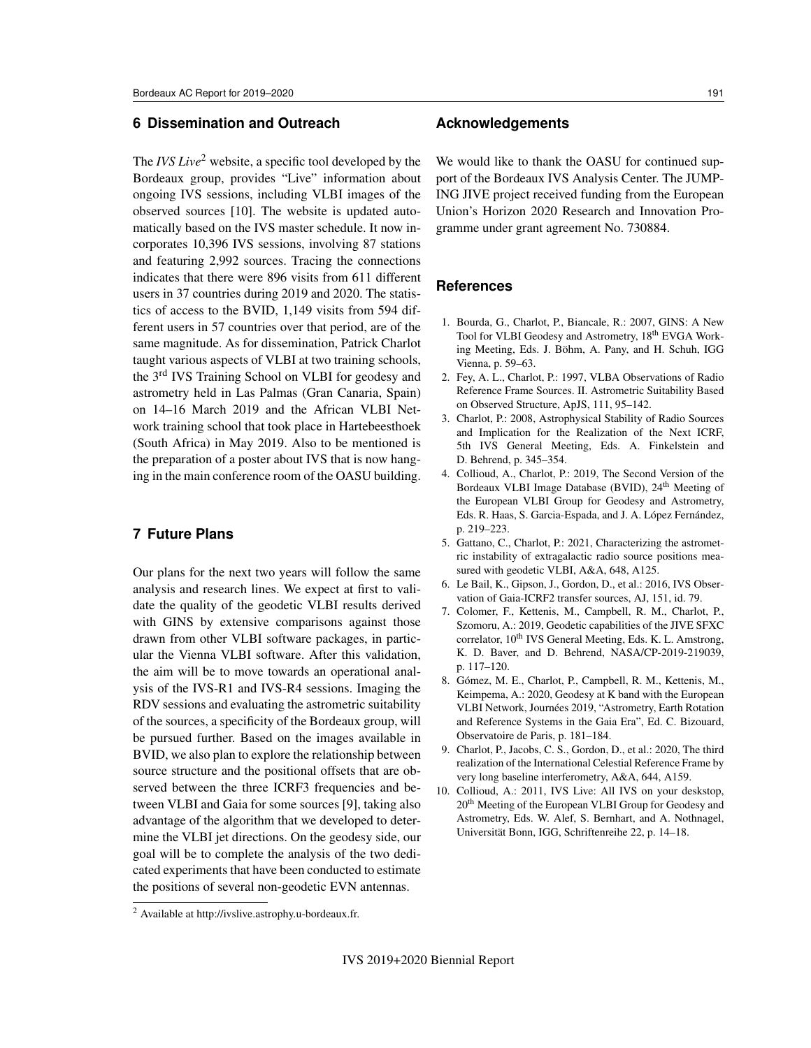## 6 Dissemination and Outreach

The *IVS Live*[2] website, a specific tool developed by the Bordeaux group, provides "Live" information about ongoing IVS sessions, including VLBI images of the observed sources [10]. The website is updated automatically based on the IVS master schedule. It now incorporates 10,396 IVS sessions, involving 87 stations and featuring 2,992 sources. Tracing the connections indicates that there were 896 visits from 611 different users in 37 countries during 2019 and 2020. The statistics of access to the BVID, 1,149 visits from 594 different users in 57 countries over that period, are of the same magnitude. As for dissemination, Patrick Charlot taught various aspects of VLBI at two training schools, the 3rd IVS Training School on VLBI for geodesy and astrometry held in Las Palmas (Gran Canaria, Spain) on 14–16 March 2019 and the African VLBI Network training school that took place in Hartebeesthoek (South Africa) in May 2019. Also to be mentioned is the preparation of a poster about IVS that is now hanging in the main conference room of the OASU building.

## 7 Future Plans

Our plans for the next two years will follow the same analysis and research lines. We expect at first to validate the quality of the geodetic VLBI results derived with GINS by extensive comparisons against those drawn from other VLBI software packages, in particular the Vienna VLBI software. After this validation, the aim will be to move towards an operational analysis of the IVS-R1 and IVS-R4 sessions. Imaging the RDV sessions and evaluating the astrometric suitability of the sources, a specificity of the Bordeaux group, will be pursued further. Based on the images available in BVID, we also plan to explore the relationship between source structure and the positional offsets that are observed between the three ICRF3 frequencies and between VLBI and Gaia for some sources [9], taking also advantage of the algorithm that we developed to determine the VLBI jet directions. On the geodesy side, our goal will be to complete the analysis of the two dedicated experiments that have been conducted to estimate the positions of several non-geodetic EVN antennas.

[2] Available at http://ivslive.astrophy.u-bordeaux.fr.

## Acknowledgements

We would like to thank the OASU for continued support of the Bordeaux IVS Analysis Center. The JUMPING JIVE project received funding from the European Union's Horizon 2020 Research and Innovation Programme under grant agreement No. 730884.

## References

1. Bourda, G., Charlot, P., Biancale, R.: 2007, GINS: A New Tool for VLBI Geodesy and Astrometry, 18th EVGA Working Meeting, Eds. J. Böhm, A. Pany, and H. Schuh, IGG Vienna, p. 59–63.
2. Fey, A. L., Charlot, P.: 1997, VLBA Observations of Radio Reference Frame Sources. II. Astrometric Suitability Based on Observed Structure, ApJS, 111, 95–142.
3. Charlot, P.: 2008, Astrophysical Stability of Radio Sources and Implication for the Realization of the Next ICRF, 5th IVS General Meeting, Eds. A. Finkelstein and D. Behrend, p. 345–354.
4. Collioud, A., Charlot, P.: 2019, The Second Version of the Bordeaux VLBI Image Database (BVID), 24th Meeting of the European VLBI Group for Geodesy and Astrometry, Eds. R. Haas, S. Garcia-Espada, and J. A. López Fernández, p. 219–223.
5. Gattano, C., Charlot, P.: 2021, Characterizing the astrometric instability of extragalactic radio source positions measured with geodetic VLBI, A&A, 648, A125.
6. Le Bail, K., Gipson, J., Gordon, D., et al.: 2016, IVS Observation of Gaia-ICRF2 transfer sources, AJ, 151, id. 79.
7. Colomer, F., Kettenis, M., Campbell, R. M., Charlot, P., Szomoru, A.: 2019, Geodetic capabilities of the JIVE SFXC correlator, 10th IVS General Meeting, Eds. K. L. Amstrong, K. D. Baver, and D. Behrend, NASA/CP-2019-219039, p. 117–120.
8. Gómez, M. E., Charlot, P., Campbell, R. M., Kettenis, M., Keimpema, A.: 2020, Geodesy at K band with the European VLBI Network, Journées 2019, "Astrometry, Earth Rotation and Reference Systems in the Gaia Era", Ed. C. Bizouard, Observatoire de Paris, p. 181–184.
9. Charlot, P., Jacobs, C. S., Gordon, D., et al.: 2020, The third realization of the International Celestial Reference Frame by very long baseline interferometry, A&A, 644, A159.
10. Collioud, A.: 2011, IVS Live: All IVS on your deskstop, 20th Meeting of the European VLBI Group for Geodesy and Astrometry, Eds. W. Alef, S. Bernhart, and A. Nothnagel, Universität Bonn, IGG, Schriftenreihe 22, p. 14–18.